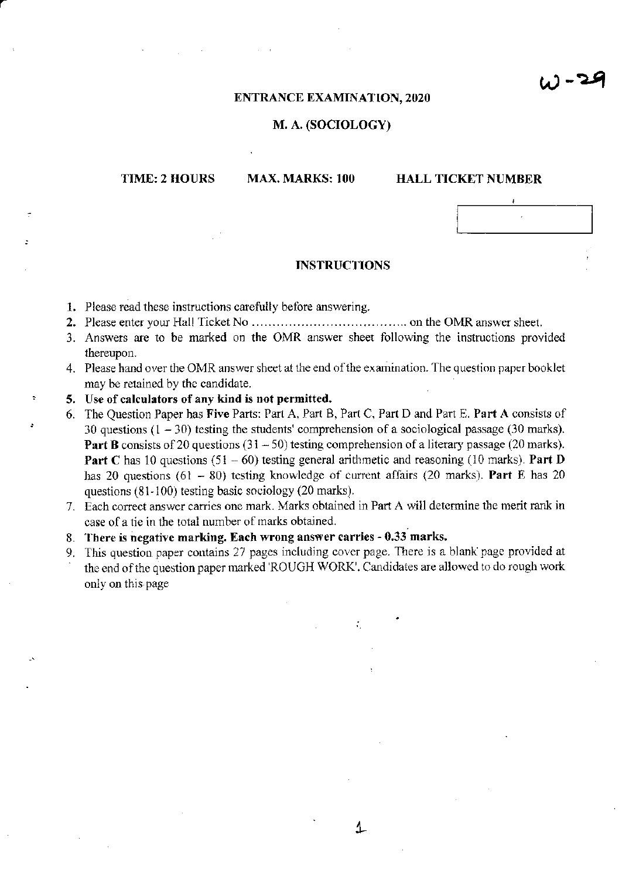W-29

**ENTRANCE EXAMINATION, 2020**

**M. A. (SOCIOLOGY)**

**TIME: 2 HOURS** **MAX. MARKS: 100** **HALL TICKET NUMBER**

**INSTRUCTIONS**

1. Please read these instructions carefully before answering.
2. Please enter your Hall Ticket No ………………………………… on the OMR answer sheet.
3. Answers are to be marked on the OMR answer sheet following the instructions provided thereupon.
4. Please hand over the OMR answer sheet at the end of the examination. The question paper booklet may be retained by the candidate.
5. **Use of calculators of any kind is not permitted.**
6. The Question Paper has **Five** Parts: Part A, Part B, Part C, Part D and Part E. **Part A** consists of 30 questions (1 – 30) testing the students' comprehension of a sociological passage (30 marks). **Part B** consists of 20 questions (31 – 50) testing comprehension of a literary passage (20 marks). **Part C** has 10 questions (51 – 60) testing general arithmetic and reasoning (10 marks). **Part D** has 20 questions (61 – 80) testing knowledge of current affairs (20 marks). **Part E** has 20 questions (81-100) testing basic sociology (20 marks).
7. Each correct answer carries one mark. Marks obtained in Part A will determine the merit rank in case of a tie in the total number of marks obtained.
8. **There is negative marking. Each wrong answer carries - 0.33 marks.**
9. This question paper contains 27 pages including cover page. There is a blank page provided at the end of the question paper marked 'ROUGH WORK'. Candidates are allowed to do rough work only on this page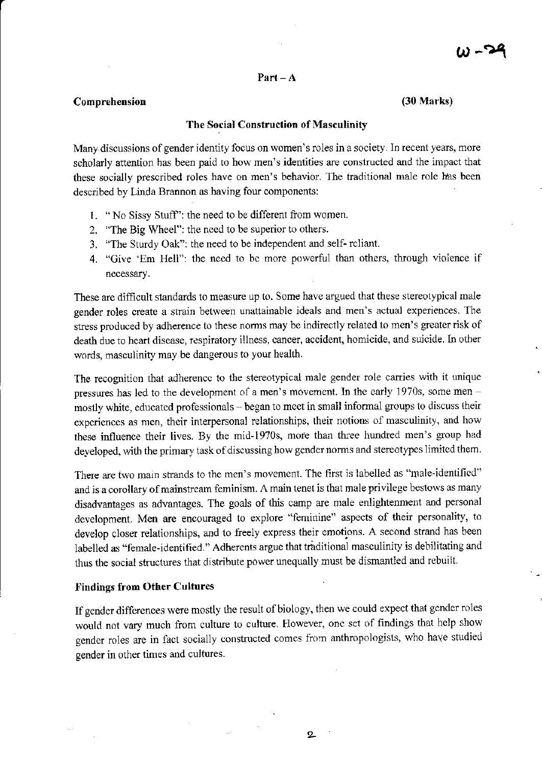## Part – A

**Comprehension** **(30 Marks)**

### The Social Construction of Masculinity

Many discussions of gender identity focus on women's roles in a society. In recent years, more scholarly attention has been paid to how men's identities are constructed and the impact that these socially prescribed roles have on men's behavior. The traditional male role has been described by Linda Brannon as having four components:

1. " No Sissy Stuff": the need to be different from women.
2. "The Big Wheel": the need to be superior to others.
3. "The Sturdy Oak": the need to be independent and self- reliant.
4. "Give 'Em Hell": the need to be more powerful than others, through violence if necessary.

These are difficult standards to measure up to. Some have argued that these stereotypical male gender roles create a strain between unattainable ideals and men's actual experiences. The stress produced by adherence to these norms may be indirectly related to men's greater risk of death due to heart disease, respiratory illness, cancer, accident, homicide, and suicide. In other words, masculinity may be dangerous to your health.

The recognition that adherence to the stereotypical male gender role carries with it unique pressures has led to the development of a men's movement. In the early 1970s, some men – mostly white, educated professionals – began to meet in small informal groups to discuss their experiences as men, their interpersonal relationships, their notions of masculinity, and how these influence their lives. By the mid-1970s, more than three hundred men's group had developed, with the primary task of discussing how gender norms and stereotypes limited them.

There are two main strands to the men's movement. The first is labelled as "male-identified" and is a corollary of mainstream feminism. A main tenet is that male privilege bestows as many disadvantages as advantages. The goals of this camp are male enlightenment and personal development. Men are encouraged to explore "feminine" aspects of their personality, to develop closer relationships, and to freely express their emotions. A second strand has been labelled as "female-identified." Adherents argue that traditional masculinity is debilitating and thus the social structures that distribute power unequally must be dismantled and rebuilt.

**Findings from Other Cultures**

If gender differences were mostly the result of biology, then we could expect that gender roles would not vary much from culture to culture. However, one set of findings that help show gender roles are in fact socially constructed comes from anthropologists, who have studied gender in other times and cultures.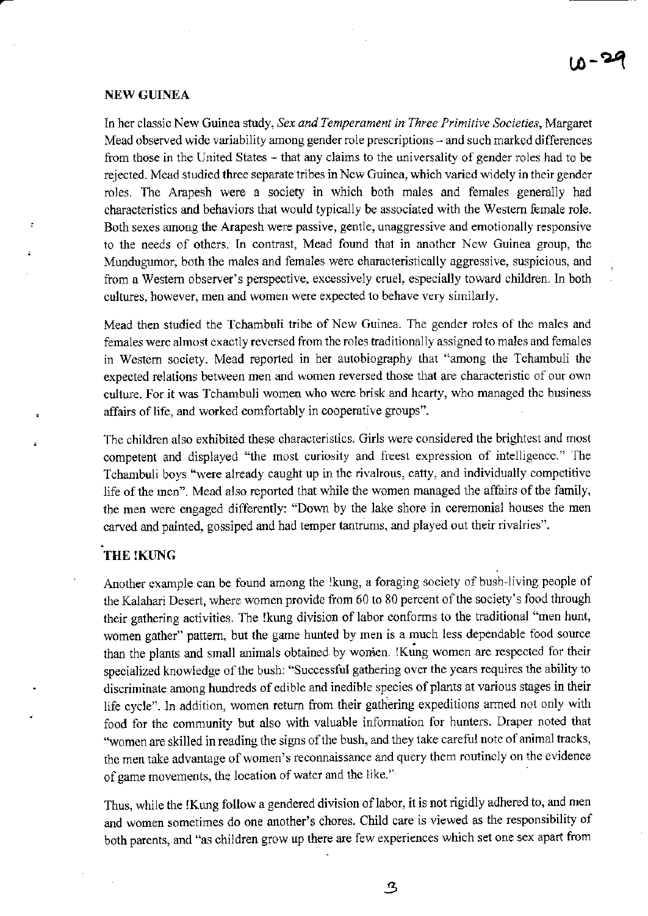## NEW GUINEA

In her classic New Guinea study, *Sex and Temperament in Three Primitive Societies*, Margaret Mead observed wide variability among gender role prescriptions – and such marked differences from those in the United States – that any claims to the universality of gender roles had to be rejected. Mead studied three separate tribes in New Guinea, which varied widely in their gender roles. The Arapesh were a society in which both males and females generally had characteristics and behaviors that would typically be associated with the Western female role. Both sexes among the Arapesh were passive, gentle, unaggressive and emotionally responsive to the needs of others. In contrast, Mead found that in another New Guinea group, the Mundugumor, both the males and females were characteristically aggressive, suspicious, and from a Western observer's perspective, excessively cruel, especially toward children. In both cultures, however, men and women were expected to behave very similarly.

Mead then studied the Tchambuli tribe of New Guinea. The gender roles of the males and females were almost exactly reversed from the roles traditionally assigned to males and females in Western society. Mead reported in her autobiography that "among the Tchambuli the expected relations between men and women reversed those that are characteristic of our own culture. For it was Tchambuli women who were brisk and hearty, who managed the business affairs of life, and worked comfortably in cooperative groups".

The children also exhibited these characteristics. Girls were considered the brightest and most competent and displayed "the most curiosity and freest expression of intelligence." The Tchambuli boys "were already caught up in the rivalrous, catty, and individually competitive life of the men". Mead also reported that while the women managed the affairs of the family, the men were engaged differently: "Down by the lake shore in ceremonial houses the men carved and painted, gossiped and had temper tantrums, and played out their rivalries".

## THE !KUNG

Another example can be found among the !kung, a foraging society of bush-living people of the Kalahari Desert, where women provide from 60 to 80 percent of the society's food through their gathering activities. The !kung division of labor conforms to the traditional "men hunt, women gather" pattern, but the game hunted by men is a much less dependable food source than the plants and small animals obtained by women. !Kung women are respected for their specialized knowledge of the bush: "Successful gathering over the years requires the ability to discriminate among hundreds of edible and inedible species of plants at various stages in their life cycle". In addition, women return from their gathering expeditions armed not only with food for the community but also with valuable information for hunters. Draper noted that "women are skilled in reading the signs of the bush, and they take careful note of animal tracks, the men take advantage of women's reconnaissance and query them routinely on the evidence of game movements, the location of water and the like."

Thus, while the !Kung follow a gendered division of labor, it is not rigidly adhered to, and men and women sometimes do one another's chores. Child care is viewed as the responsibility of both parents, and "as children grow up there are few experiences which set one sex apart from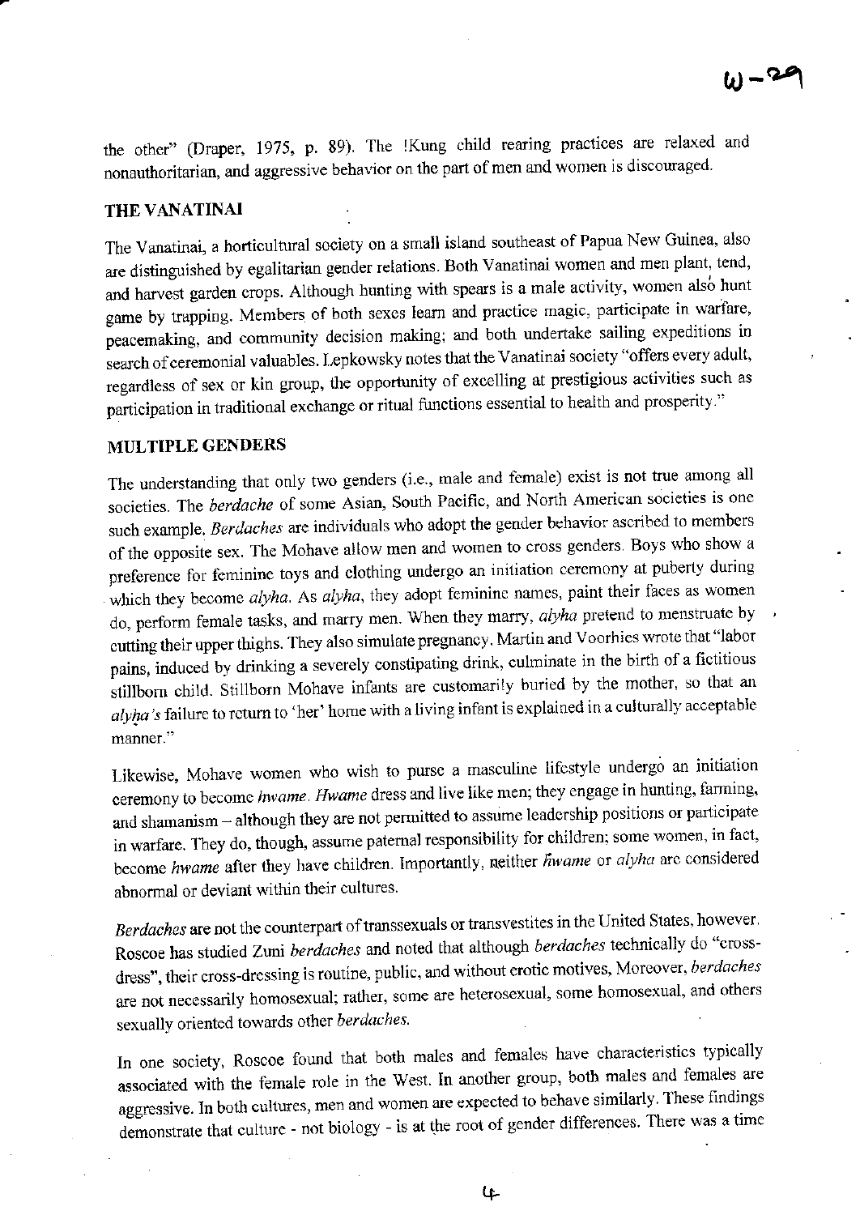the other" (Draper, 1975, p. 89). The !Kung child rearing practices are relaxed and nonauthoritarian, and aggressive behavior on the part of men and women is discouraged.

## THE VANATINAI

The Vanatinai, a horticultural society on a small island southeast of Papua New Guinea, also are distinguished by egalitarian gender relations. Both Vanatinai women and men plant, tend, and harvest garden crops. Although hunting with spears is a male activity, women also hunt game by trapping. Members of both sexes learn and practice magic, participate in warfare, peacemaking, and community decision making; and both undertake sailing expeditions in search of ceremonial valuables. Lepkowsky notes that the Vanatinai society "offers every adult, regardless of sex or kin group, the opportunity of excelling at prestigious activities such as participation in traditional exchange or ritual functions essential to health and prosperity."

## MULTIPLE GENDERS

The understanding that only two genders (i.e., male and female) exist is not true among all societies. The *berdache* of some Asian, South Pacific, and North American societies is one such example. *Berdaches* are individuals who adopt the gender behavior ascribed to members of the opposite sex. The Mohave allow men and women to cross genders. Boys who show a preference for feminine toys and clothing undergo an initiation ceremony at puberty during which they become *alyha*. As *alyha*, they adopt feminine names, paint their faces as women do, perform female tasks, and marry men. When they marry, *alyha* pretend to menstruate by cutting their upper thighs. They also simulate pregnancy. Martin and Voorhies wrote that "labor pains, induced by drinking a severely constipating drink, culminate in the birth of a fictitious stillborn child. Stillborn Mohave infants are customarily buried by the mother, so that an *alyha's* failure to return to 'her' home with a living infant is explained in a culturally acceptable manner."

Likewise, Mohave women who wish to purse a masculine lifestyle undergo an initiation ceremony to become *hwame*. *Hwame* dress and live like men; they engage in hunting, farming, and shamanism – although they are not permitted to assume leadership positions or participate in warfare. They do, though, assume paternal responsibility for children; some women, in fact, become *hwame* after they have children. Importantly, neither *hwame* or *alyha* are considered abnormal or deviant within their cultures.

*Berdaches* are not the counterpart of transsexuals or transvestites in the United States, however. Roscoe has studied Zuni *berdaches* and noted that although *berdaches* technically do "cross-dress", their cross-dressing is routine, public, and without erotic motives. Moreover, *berdaches* are not necessarily homosexual; rather, some are heterosexual, some homosexual, and others sexually oriented towards other *berdaches*.

In one society, Roscoe found that both males and females have characteristics typically associated with the female role in the West. In another group, both males and females are aggressive. In both cultures, men and women are expected to behave similarly. These findings demonstrate that culture - not biology - is at the root of gender differences. There was a time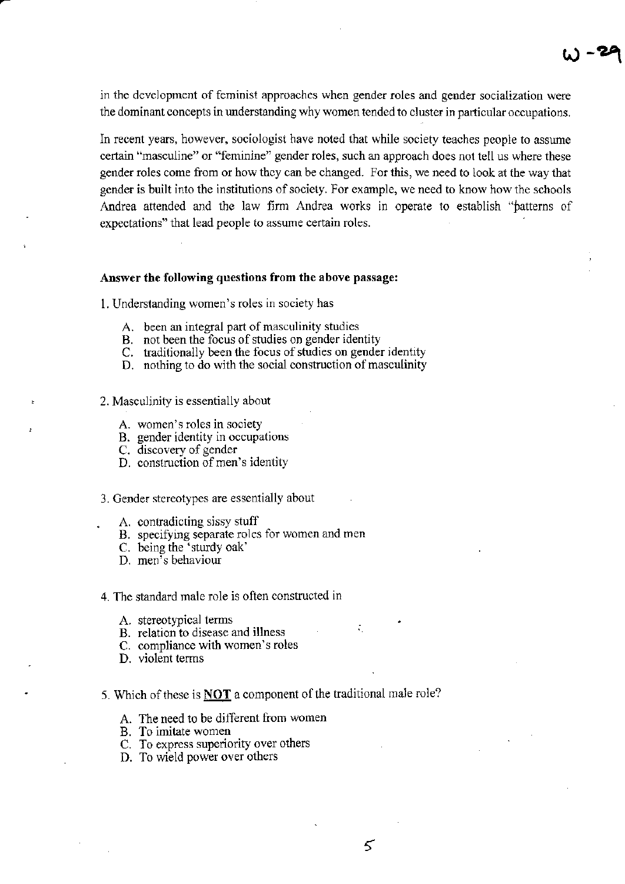in the development of feminist approaches when gender roles and gender socialization were the dominant concepts in understanding why women tended to cluster in particular occupations.

In recent years, however, sociologist have noted that while society teaches people to assume certain "masculine" or "feminine" gender roles, such an approach does not tell us where these gender roles come from or how they can be changed. For this, we need to look at the way that gender is built into the institutions of society. For example, we need to know how the schools Andrea attended and the law firm Andrea works in operate to establish "patterns of expectations" that lead people to assume certain roles.

**Answer the following questions from the above passage:**

1. Understanding women's roles in society has

   A. been an integral part of masculinity studies
   B. not been the focus of studies on gender identity
   C. traditionally been the focus of studies on gender identity
   D. nothing to do with the social construction of masculinity

2. Masculinity is essentially about

   A. women's roles in society
   B. gender identity in occupations
   C. discovery of gender
   D. construction of men's identity

3. Gender stereotypes are essentially about

   A. contradicting sissy stuff
   B. specifying separate roles for women and men
   C. being the 'sturdy oak'
   D. men's behaviour

4. The standard male role is often constructed in

   A. stereotypical terms
   B. relation to disease and illness
   C. compliance with women's roles
   D. violent terms

5. Which of these is **NOT** a component of the traditional male role?

   A. The need to be different from women
   B. To imitate women
   C. To express superiority over others
   D. To wield power over others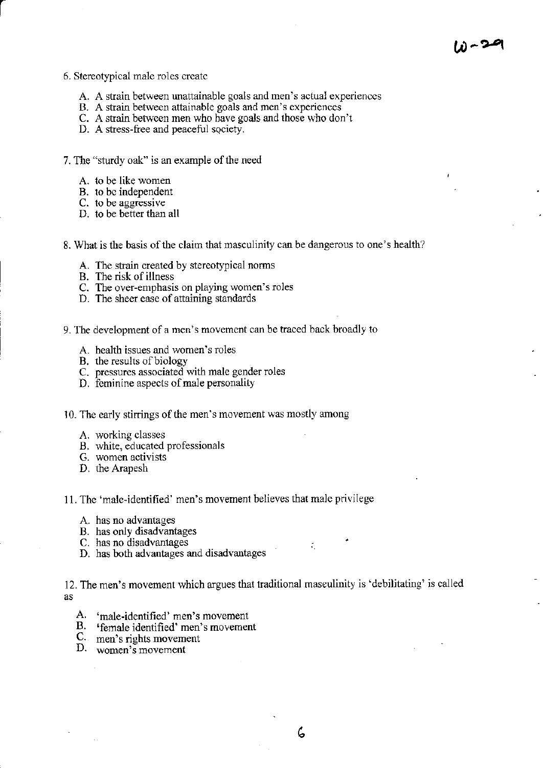6. Stereotypical male roles create

   A. A strain between unattainable goals and men's actual experiences
   B. A strain between attainable goals and men's experiences
   C. A strain between men who have goals and those who don't
   D. A stress-free and peaceful society.

7. The "sturdy oak" is an example of the need

   A. to be like women
   B. to be independent
   C. to be aggressive
   D. to be better than all

8. What is the basis of the claim that masculinity can be dangerous to one's health?

   A. The strain created by stereotypical norms
   B. The risk of illness
   C. The over-emphasis on playing women's roles
   D. The sheer ease of attaining standards

9. The development of a men's movement can be traced back broadly to

   A. health issues and women's roles
   B. the results of biology
   C. pressures associated with male gender roles
   D. feminine aspects of male personality

10. The early stirrings of the men's movement was mostly among

   A. working classes
   B. white, educated professionals
   G. women activists
   D. the Arapesh

11. The 'male-identified' men's movement believes that male privilege

   A. has no advantages
   B. has only disadvantages
   C. has no disadvantages
   D. has both advantages and disadvantages

12. The men's movement which argues that traditional masculinity is 'debilitating' is called as

   A. 'male-identified' men's movement
   B. 'female identified' men's movement
   C. men's rights movement
   D. women's movement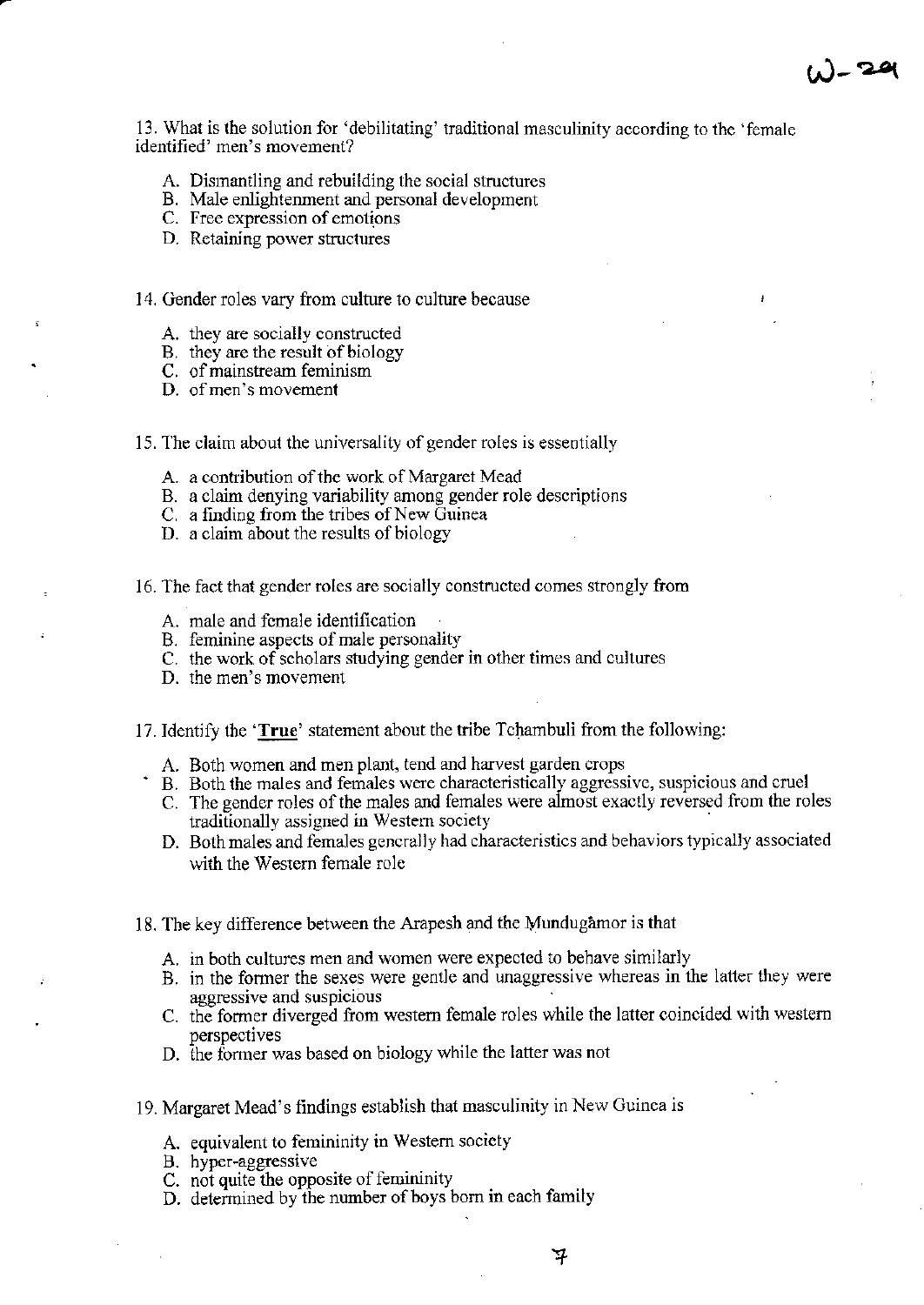13. What is the solution for 'debilitating' traditional masculinity according to the 'female identified' men's movement?

A. Dismantling and rebuilding the social structures
B. Male enlightenment and personal development
C. Free expression of emotions
D. Retaining power structures

14. Gender roles vary from culture to culture because

A. they are socially constructed
B. they are the result of biology
C. of mainstream feminism
D. of men's movement

15. The claim about the universality of gender roles is essentially

A. a contribution of the work of Margaret Mead
B. a claim denying variability among gender role descriptions
C. a finding from the tribes of New Guinea
D. a claim about the results of biology

16. The fact that gender roles are socially constructed comes strongly from

A. male and female identification
B. feminine aspects of male personality
C. the work of scholars studying gender in other times and cultures
D. the men's movement

17. Identify the '**True**' statement about the tribe Tchambuli from the following:

A. Both women and men plant, tend and harvest garden crops
B. Both the males and females were characteristically aggressive, suspicious and cruel
C. The gender roles of the males and females were almost exactly reversed from the roles traditionally assigned in Western society
D. Both males and females generally had characteristics and behaviors typically associated with the Western female role

18. The key difference between the Arapesh and the Mundugâmor is that

A. in both cultures men and women were expected to behave similarly
B. in the former the sexes were gentle and unaggressive whereas in the latter they were aggressive and suspicious
C. the former diverged from western female roles while the latter coincided with western perspectives
D. the former was based on biology while the latter was not

19. Margaret Mead's findings establish that masculinity in New Guinea is

A. equivalent to femininity in Western society
B. hyper-aggressive
C. not quite the opposite of femininity
D. determined by the number of boys born in each family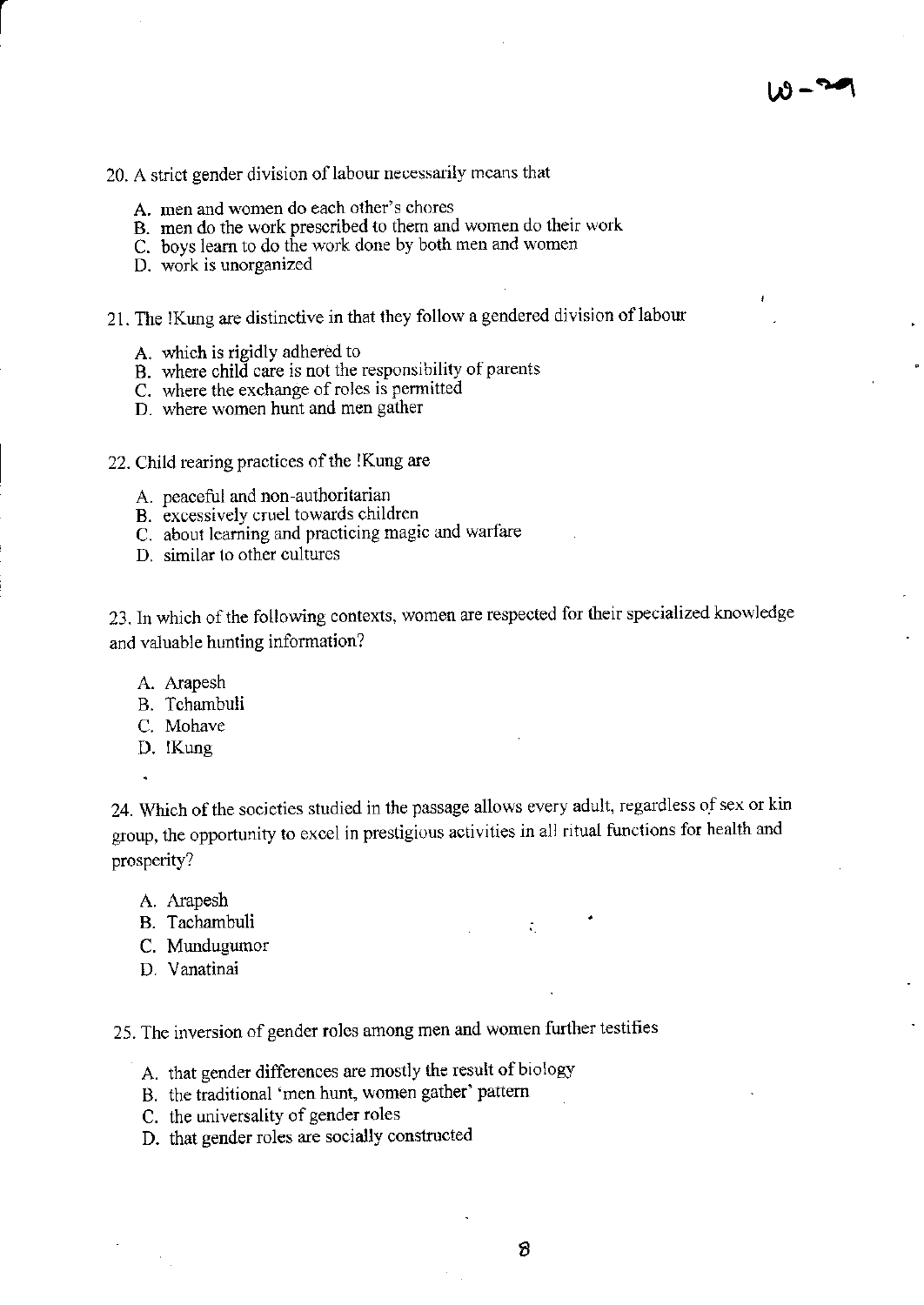20. A strict gender division of labour necessarily means that

   A. men and women do each other's chores
   B. men do the work prescribed to them and women do their work
   C. boys learn to do the work done by both men and women
   D. work is unorganized

21. The !Kung are distinctive in that they follow a gendered division of labour

   A. which is rigidly adhered to
   B. where child care is not the responsibility of parents
   C. where the exchange of roles is permitted
   D. where women hunt and men gather

22. Child rearing practices of the !Kung are

   A. peaceful and non-authoritarian
   B. excessively cruel towards children
   C. about learning and practicing magic and warfare
   D. similar to other cultures

23. In which of the following contexts, women are respected for their specialized knowledge and valuable hunting information?

   A. Arapesh
   B. Tchambuli
   C. Mohave
   D. !Kung

24. Which of the societies studied in the passage allows every adult, regardless of sex or kin group, the opportunity to excel in prestigious activities in all ritual functions for health and prosperity?

   A. Arapesh
   B. Tachambuli
   C. Mundugumor
   D. Vanatinai

25. The inversion of gender roles among men and women further testifies

   A. that gender differences are mostly the result of biology
   B. the traditional 'men hunt, women gather' pattern
   C. the universality of gender roles
   D. that gender roles are socially constructed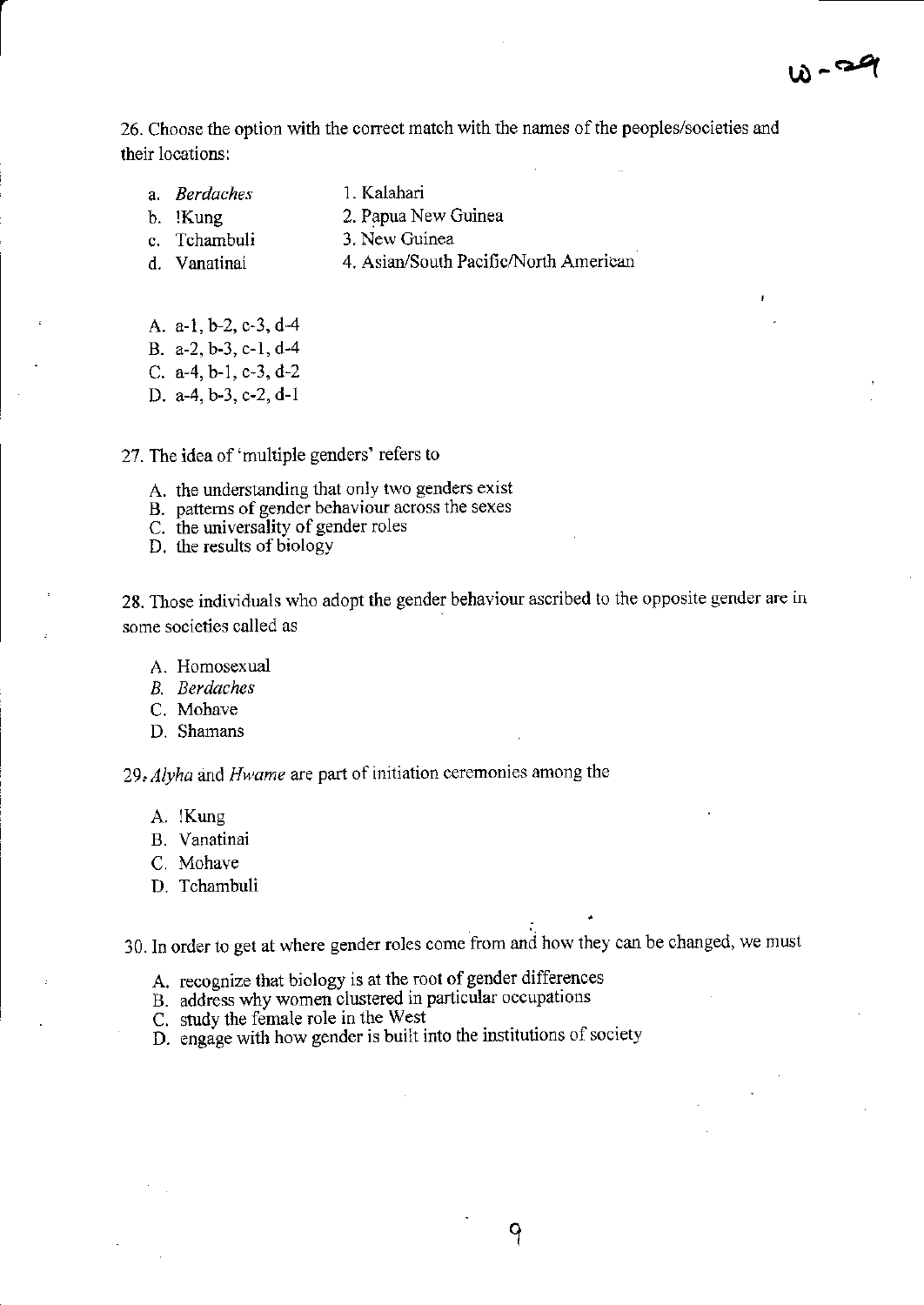26. Choose the option with the correct match with the names of the peoples/societies and their locations:

| | |
|---|---|
| a. *Berdaches* | 1. Kalahari |
| b. !Kung | 2. Papua New Guinea |
| c. Tchambuli | 3. New Guinea |
| d. Vanatinai | 4. Asian/South Pacific/North American |

A. a-1, b-2, c-3, d-4
B. a-2, b-3, c-1, d-4
C. a-4, b-1, c-3, d-2
D. a-4, b-3, c-2, d-1

27. The idea of 'multiple genders' refers to

A. the understanding that only two genders exist
B. patterns of gender behaviour across the sexes
C. the universality of gender roles
D. the results of biology

28. Those individuals who adopt the gender behaviour ascribed to the opposite gender are in some societies called as

A. Homosexual
B. *Berdaches*
C. Mohave
D. Shamans

29. *Alyha* and *Hwame* are part of initiation ceremonies among the

A. !Kung
B. Vanatinai
C. Mohave
D. Tchambuli

30. In order to get at where gender roles come from and how they can be changed, we must

A. recognize that biology is at the root of gender differences
B. address why women clustered in particular occupations
C. study the female role in the West
D. engage with how gender is built into the institutions of society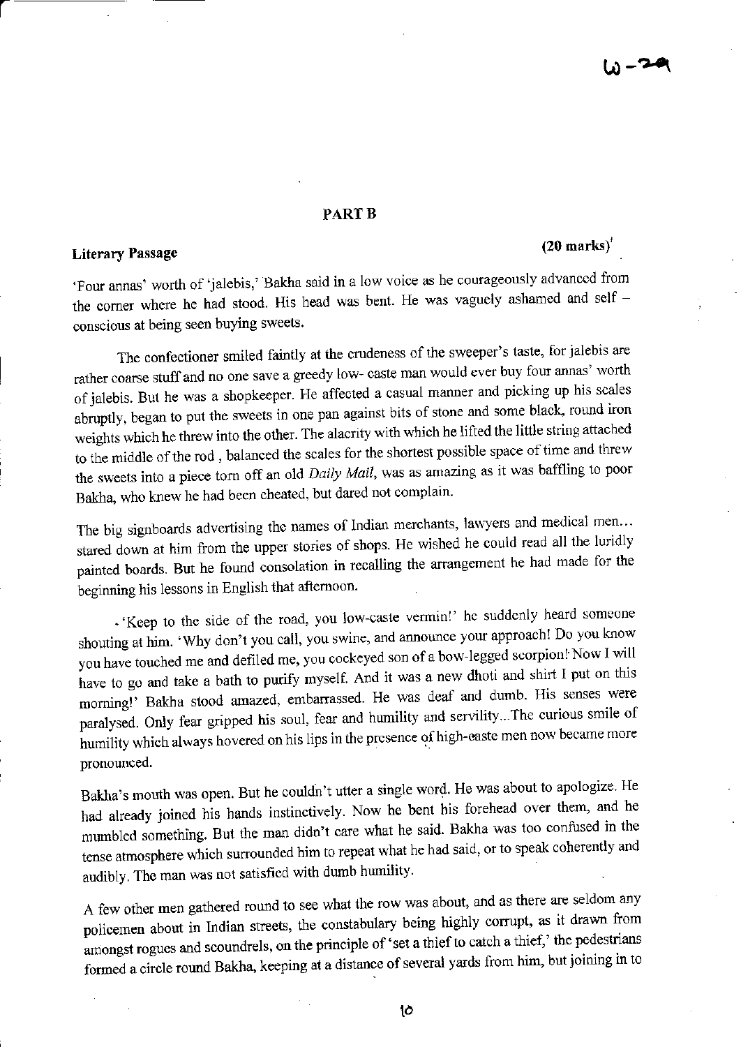W-29

## PART B

**Literary Passage** **(20 marks)**

'Four annas' worth of 'jalebis,' Bakha said in a low voice as he courageously advanced from the corner where he had stood. His head was bent. He was vaguely ashamed and self – conscious at being seen buying sweets.

The confectioner smiled faintly at the crudeness of the sweeper's taste, for jalebis are rather coarse stuff and no one save a greedy low- caste man would ever buy four annas' worth of jalebis. But he was a shopkeeper. He affected a casual manner and picking up his scales abruptly, began to put the sweets in one pan against bits of stone and some black, round iron weights which he threw into the other. The alacrity with which he lifted the little string attached to the middle of the rod , balanced the scales for the shortest possible space of time and threw the sweets into a piece torn off an old *Daily Mail*, was as amazing as it was baffling to poor Bakha, who knew he had been cheated, but dared not complain.

The big signboards advertising the names of Indian merchants, lawyers and medical men... stared down at him from the upper stories of shops. He wished he could read all the luridly painted boards. But he found consolation in recalling the arrangement he had made for the beginning his lessons in English that afternoon.

'Keep to the side of the road, you low-caste vermin!' he suddenly heard someone shouting at him. 'Why don't you call, you swine, and announce your approach! Do you know you have touched me and defiled me, you cockeyed son of a bow-legged scorpion! Now I will have to go and take a bath to purify myself. And it was a new dhoti and shirt I put on this morning!' Bakha stood amazed, embarrassed. He was deaf and dumb. His senses were paralysed. Only fear gripped his soul, fear and humility and servility...The curious smile of humility which always hovered on his lips in the presence of high-caste men now became more pronounced.

Bakha's mouth was open. But he couldn't utter a single word. He was about to apologize. He had already joined his hands instinctively. Now he bent his forehead over them, and he mumbled something. But the man didn't care what he said. Bakha was too confused in the tense atmosphere which surrounded him to repeat what he had said, or to speak coherently and audibly. The man was not satisfied with dumb humility.

A few other men gathered round to see what the row was about, and as there are seldom any policemen about in Indian streets, the constabulary being highly corrupt, as it drawn from amongst rogues and scoundrels, on the principle of 'set a thief to catch a thief,' the pedestrians formed a circle round Bakha, keeping at a distance of several yards from him, but joining in to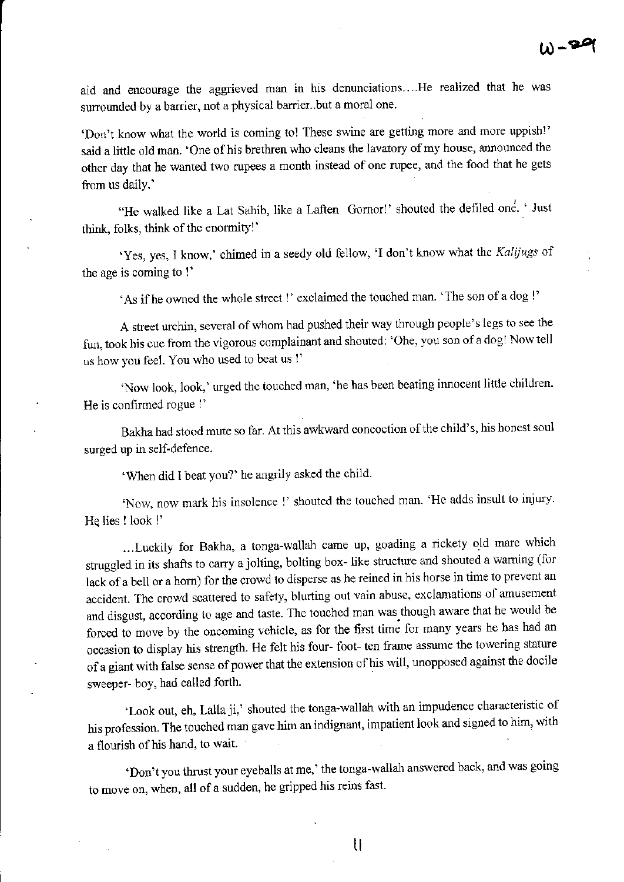aid and encourage the aggrieved man in his denunciations....He realized that he was surrounded by a barrier, not a physical barrier..but a moral one.

'Don't know what the world is coming to! These swine are getting more and more uppish!' said a little old man. 'One of his brethren who cleans the lavatory of my house, announced the other day that he wanted two rupees a month instead of one rupee, and the food that he gets from us daily.'

"He walked like a Lat Sahib, like a Laften Gornor!' shouted the defiled one. ' Just think, folks, think of the enormity!'

'Yes, yes, I know,' chimed in a seedy old fellow, 'I don't know what the *Kalijugs* of the age is coming to !'

'As if he owned the whole street !' exclaimed the touched man. 'The son of a dog !'

A street urchin, several of whom had pushed their way through people's legs to see the fun, took his cue from the vigorous complainant and shouted: 'Ohe, you son of a dog! Now tell us how you feel. You who used to beat us !'

'Now look, look,' urged the touched man, 'he has been beating innocent little children. He is confirmed rogue !'

Bakha had stood mute so far. At this awkward concoction of the child's, his honest soul surged up in self-defence.

'When did I beat you?' he angrily asked the child.

'Now, now mark his insolence !' shouted the touched man. 'He adds insult to injury. He lies ! look !'

...Luckily for Bakha, a tonga-wallah came up, goading a rickety old mare which struggled in its shafts to carry a jolting, bolting box- like structure and shouted a warning (for lack of a bell or a horn) for the crowd to disperse as he reined in his horse in time to prevent an accident. The crowd scattered to safety, blurting out vain abuse, exclamations of amusement and disgust, according to age and taste. The touched man was though aware that he would be forced to move by the oncoming vehicle, as for the first time for many years he has had an occasion to display his strength. He felt his four- foot- ten frame assume the towering stature of a giant with false sense of power that the extension of his will, unopposed against the docile sweeper- boy, had called forth.

'Look out, eh, Lalla ji,' shouted the tonga-wallah with an impudence characteristic of his profession. The touched man gave him an indignant, impatient look and signed to him, with a flourish of his hand, to wait.

'Don't you thrust your eyeballs at me,' the tonga-wallah answered back, and was going to move on, when, all of a sudden, he gripped his reins fast.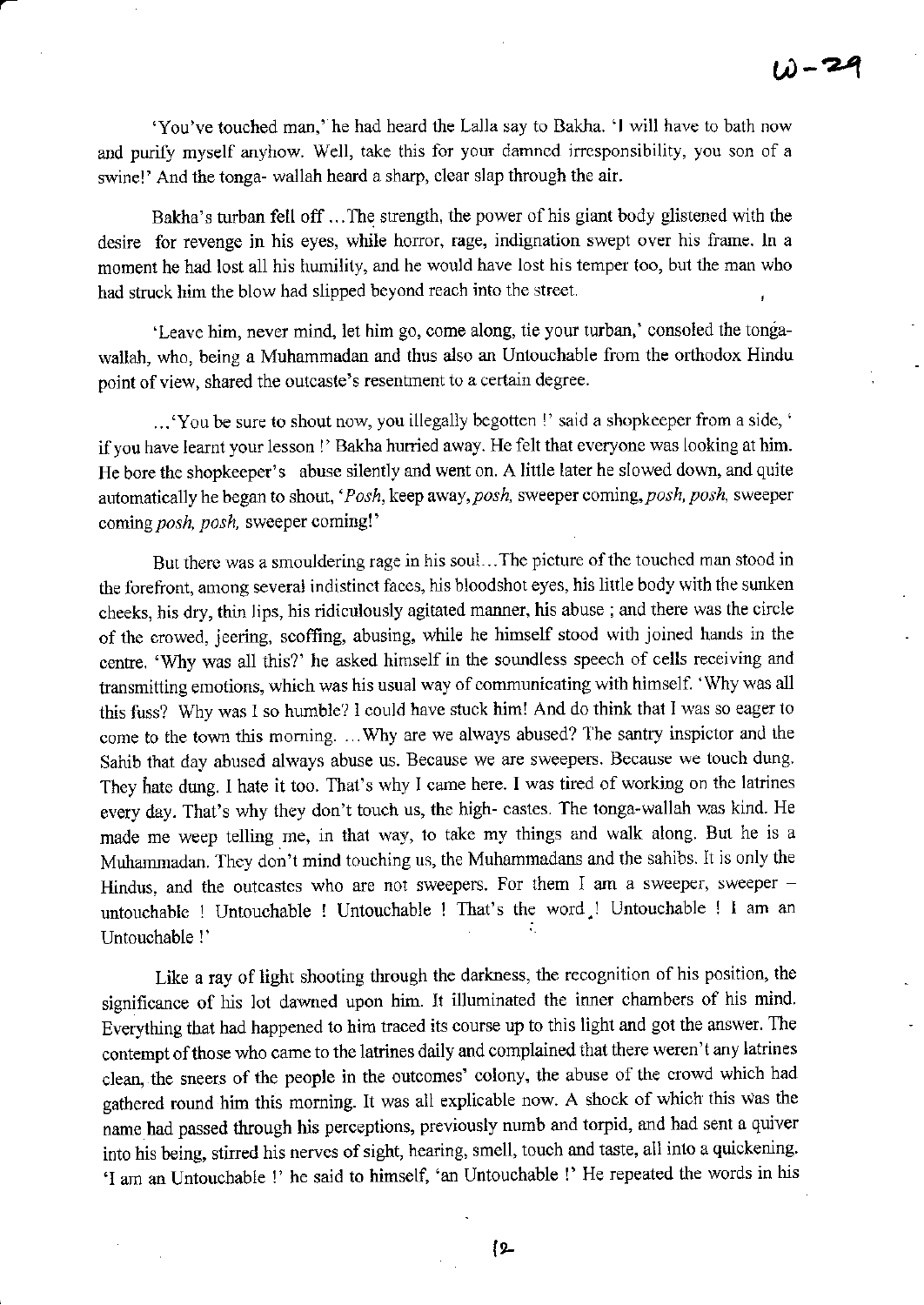'You've touched man,' he had heard the Lalla say to Bakha. 'I will have to bath now and purify myself anyhow. Well, take this for your damned irresponsibility, you son of a swine!' And the tonga- wallah heard a sharp, clear slap through the air.

Bakha's turban fell off ...The strength, the power of his giant body glistened with the desire for revenge in his eyes, while horror, rage, indignation swept over his frame. In a moment he had lost all his humility, and he would have lost his temper too, but the man who had struck him the blow had slipped beyond reach into the street.

'Leave him, never mind, let him go, come along, tie your turban,' consoled the tonga-wallah, who, being a Muhammadan and thus also an Untouchable from the orthodox Hindu point of view, shared the outcaste's resentment to a certain degree.

...'You be sure to shout now, you illegally begotten !' said a shopkeeper from a side, ' if you have learnt your lesson !' Bakha hurried away. He felt that everyone was looking at him. He bore the shopkeeper's abuse silently and went on. A little later he slowed down, and quite automatically he began to shout, '*Posh*, keep away, *posh*, sweeper coming, *posh*, *posh*, sweeper coming *posh*, *posh*, sweeper coming!'

But there was a smouldering rage in his soul...The picture of the touched man stood in the forefront, among several indistinct faces, his bloodshot eyes, his little body with the sunken cheeks, his dry, thin lips, his ridiculously agitated manner, his abuse ; and there was the circle of the crowed, jeering, scoffing, abusing, while he himself stood with joined hands in the centre. 'Why was all this?' he asked himself in the soundless speech of cells receiving and transmitting emotions, which was his usual way of communicating with himself. 'Why was all this fuss? Why was I so humble? I could have stuck him! And do think that I was so eager to come to the town this morning. ...Why are we always abused? The santry inspictor and the Sahib that day abused always abuse us. Because we are sweepers. Because we touch dung. They hate dung. I hate it too. That's why I came here. I was tired of working on the latrines every day. That's why they don't touch us, the high- castes. The tonga-wallah was kind. He made me weep telling me, in that way, to take my things and walk along. But he is a Muhammadan. They don't mind touching us, the Muhammadans and the sahibs. It is only the Hindus, and the outcastes who are not sweepers. For them I am a sweeper, sweeper – untouchable ! Untouchable ! Untouchable ! That's the word ! Untouchable ! I am an Untouchable !'

Like a ray of light shooting through the darkness, the recognition of his position, the significance of his lot dawned upon him. It illuminated the inner chambers of his mind. Everything that had happened to him traced its course up to this light and got the answer. The contempt of those who came to the latrines daily and complained that there weren't any latrines clean, the sneers of the people in the outcomes' colony, the abuse of the crowd which had gathered round him this morning. It was all explicable now. A shock of which this was the name had passed through his perceptions, previously numb and torpid, and had sent a quiver into his being, stirred his nerves of sight, hearing, smell, touch and taste, all into a quickening. 'I am an Untouchable !' he said to himself, 'an Untouchable !' He repeated the words in his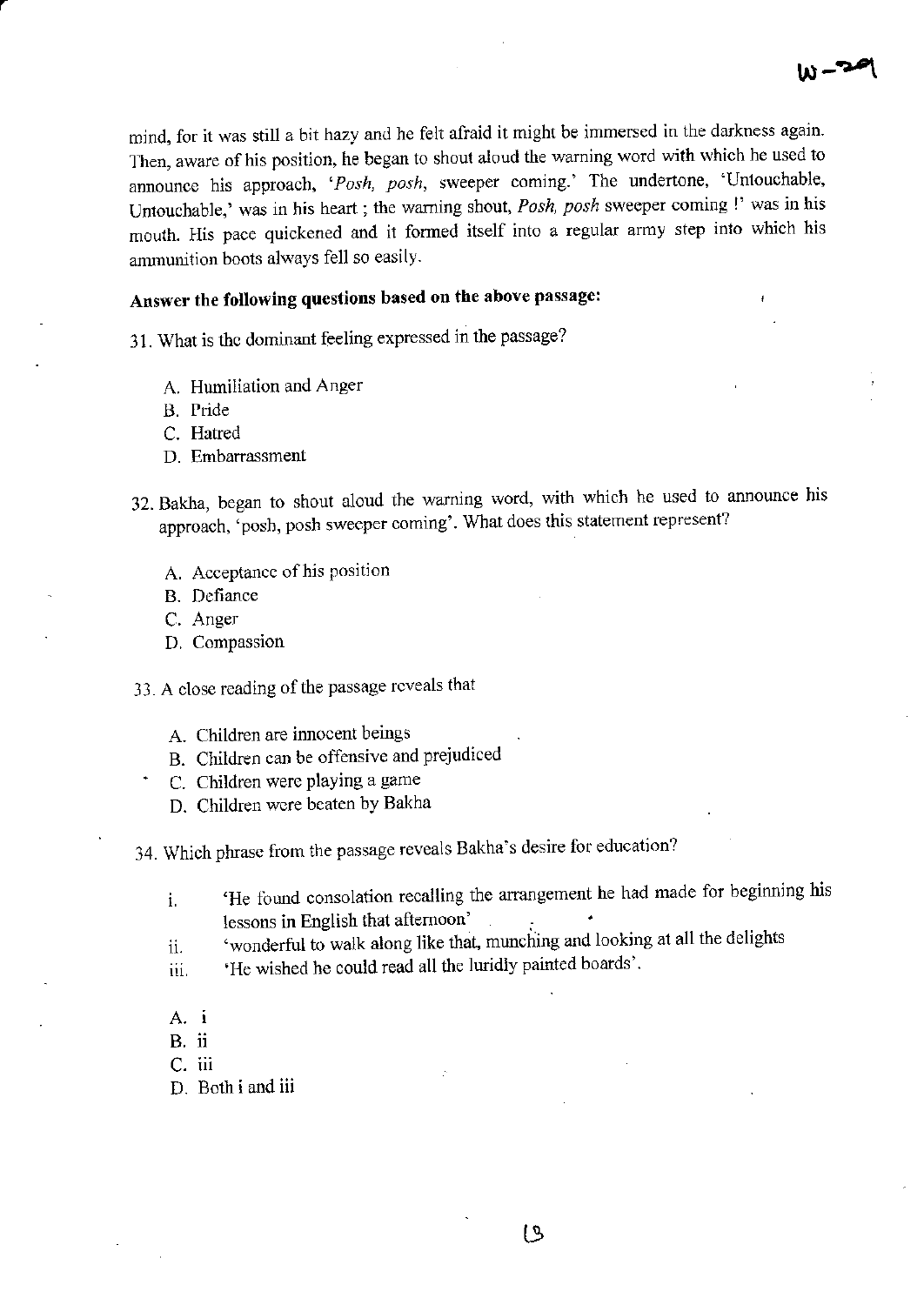mind, for it was still a bit hazy and he felt afraid it might be immersed in the darkness again. Then, aware of his position, he began to shout aloud the warning word with which he used to announce his approach, '*Posh, posh*, sweeper coming.' The undertone, 'Untouchable, Untouchable,' was in his heart ; the warning shout, *Posh, posh* sweeper coming !' was in his mouth. His pace quickened and it formed itself into a regular army step into which his ammunition boots always fell so easily.

**Answer the following questions based on the above passage:**

31. What is the dominant feeling expressed in the passage?

    A. Humiliation and Anger
    B. Pride
    C. Hatred
    D. Embarrassment

32. Bakha, began to shout aloud the warning word, with which he used to announce his approach, 'posh, posh sweeper coming'. What does this statement represent?

    A. Acceptance of his position
    B. Defiance
    C. Anger
    D. Compassion

33. A close reading of the passage reveals that

    A. Children are innocent beings
    B. Children can be offensive and prejudiced
    C. Children were playing a game
    D. Children were beaten by Bakha

34. Which phrase from the passage reveals Bakha's desire for education?

    i. 'He found consolation recalling the arrangement he had made for beginning his lessons in English that afternoon'
    ii. 'wonderful to walk along like that, munching and looking at all the delights
    iii. 'He wished he could read all the luridly painted boards'.

    A. i
    B. ii
    C. iii
    D. Both i and iii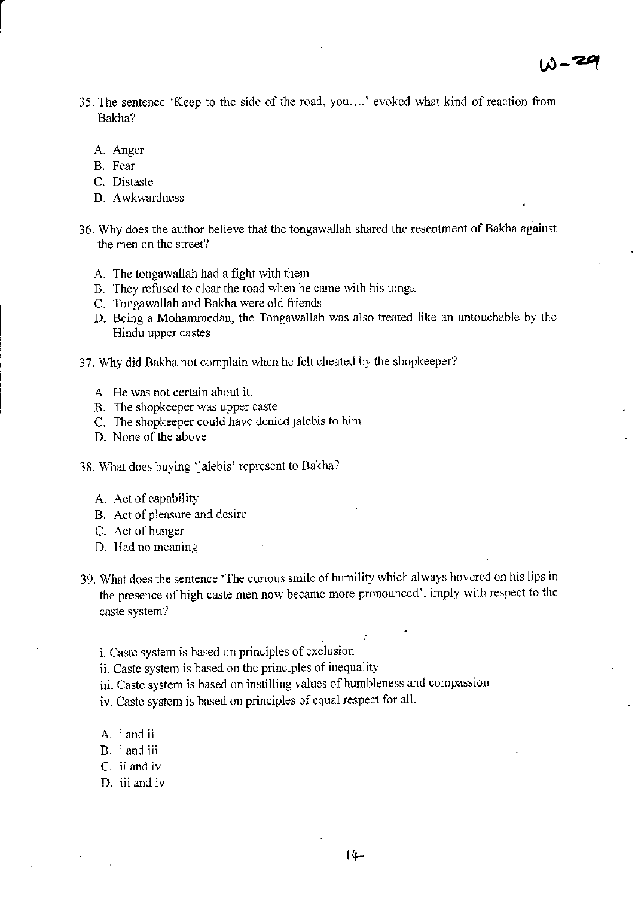35. The sentence 'Keep to the side of the road, you....' evoked what kind of reaction from Bakha?

   A. Anger
   B. Fear
   C. Distaste
   D. Awkwardness

36. Why does the author believe that the tongawallah shared the resentment of Bakha against the men on the street?

   A. The tongawallah had a fight with them
   B. They refused to clear the road when he came with his tonga
   C. Tongawallah and Bakha were old friends
   D. Being a Mohammedan, the Tongawallah was also treated like an untouchable by the Hindu upper castes

37. Why did Bakha not complain when he felt cheated by the shopkeeper?

   A. He was not certain about it.
   B. The shopkeeper was upper caste
   C. The shopkeeper could have denied jalebis to him
   D. None of the above

38. What does buying 'jalebis' represent to Bakha?

   A. Act of capability
   B. Act of pleasure and desire
   C. Act of hunger
   D. Had no meaning

39. What does the sentence 'The curious smile of humility which always hovered on his lips in the presence of high caste men now became more pronounced', imply with respect to the caste system?

   i. Caste system is based on principles of exclusion
   ii. Caste system is based on the principles of inequality
   iii. Caste system is based on instilling values of humbleness and compassion
   iv. Caste system is based on principles of equal respect for all.

   A. i and ii
   B. i and iii
   C. ii and iv
   D. iii and iv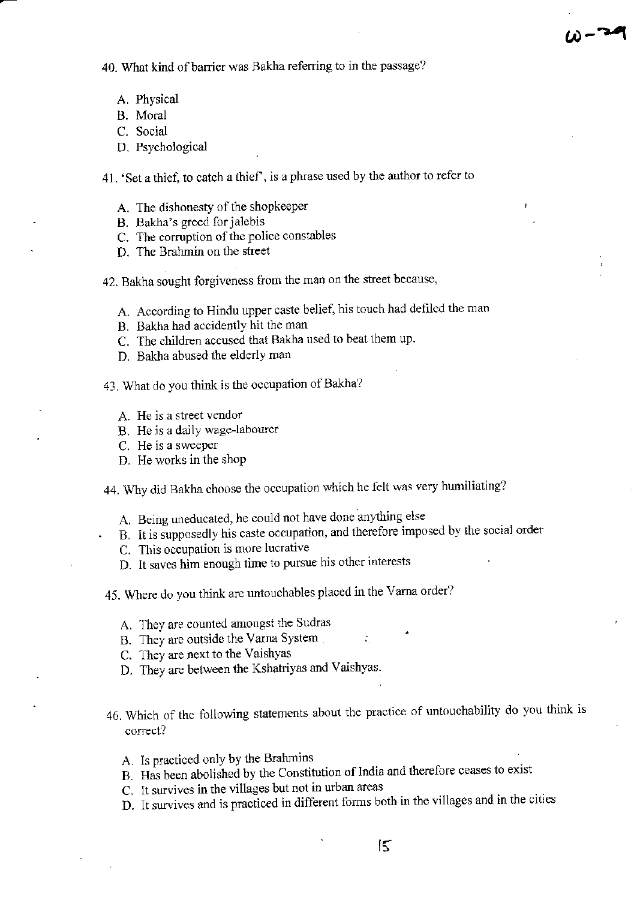40. What kind of barrier was Bakha referring to in the passage?

A. Physical
B. Moral
C. Social
D. Psychological

41. 'Set a thief, to catch a thief', is a phrase used by the author to refer to

A. The dishonesty of the shopkeeper
B. Bakha's greed for jalebis
C. The corruption of the police constables
D. The Brahmin on the street

42. Bakha sought forgiveness from the man on the street because,

A. According to Hindu upper caste belief, his touch had defiled the man
B. Bakha had accidently hit the man
C. The children accused that Bakha used to beat them up.
D. Bakha abused the elderly man

43. What do you think is the occupation of Bakha?

A. He is a street vendor
B. He is a daily wage-labourer
C. He is a sweeper
D. He works in the shop

44. Why did Bakha choose the occupation which he felt was very humiliating?

A. Being uneducated, he could not have done anything else
B. It is supposedly his caste occupation, and therefore imposed by the social order
C. This occupation is more lucrative
D. It saves him enough time to pursue his other interests

45. Where do you think are untouchables placed in the Varna order?

A. They are counted amongst the Sudras
B. They are outside the Varna System
C. They are next to the Vaishyas
D. They are between the Kshatriyas and Vaishyas.

46. Which of the following statements about the practice of untouchability do you think is correct?

A. Is practiced only by the Brahmins
B. Has been abolished by the Constitution of India and therefore ceases to exist
C. It survives in the villages but not in urban areas
D. It survives and is practiced in different forms both in the villages and in the cities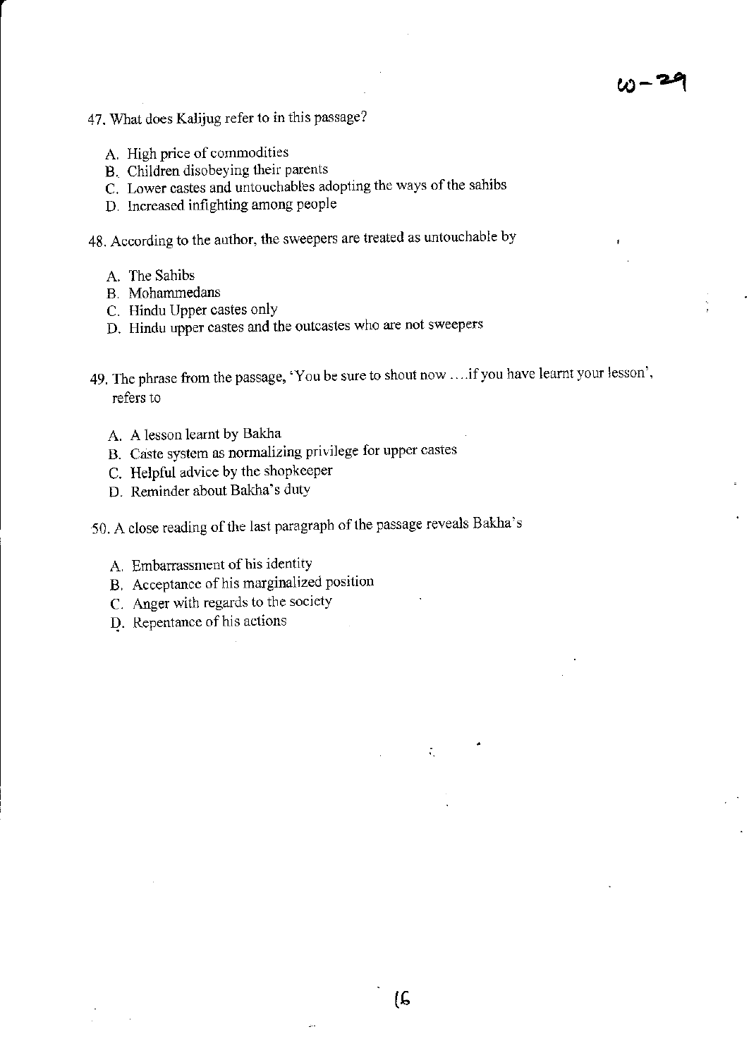47. What does Kalijug refer to in this passage?

   A. High price of commodities
   B. Children disobeying their parents
   C. Lower castes and untouchables adopting the ways of the sahibs
   D. Increased infighting among people

48. According to the author, the sweepers are treated as untouchable by

   A. The Sahibs
   B. Mohammedans
   C. Hindu Upper castes only
   D. Hindu upper castes and the outcastes who are not sweepers

49. The phrase from the passage, 'You be sure to shout now ....if you have learnt your lesson', refers to

   A. A lesson learnt by Bakha
   B. Caste system as normalizing privilege for upper castes
   C. Helpful advice by the shopkeeper
   D. Reminder about Bakha's duty

50. A close reading of the last paragraph of the passage reveals Bakha's

   A. Embarrassment of his identity
   B. Acceptance of his marginalized position
   C. Anger with regards to the society
   D. Repentance of his actions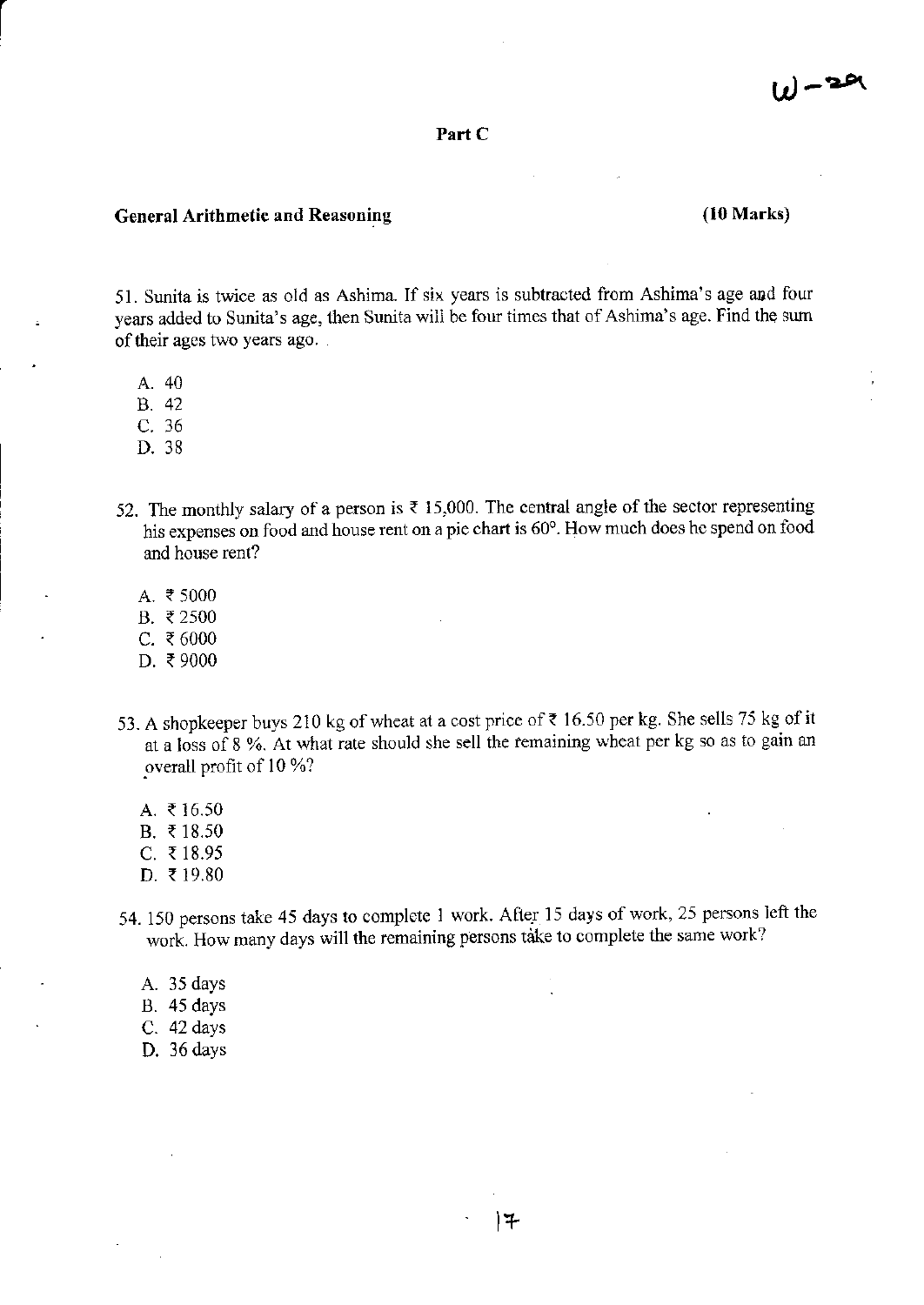## Part C

**General Arithmetic and Reasoning** **(10 Marks)**

51. Sunita is twice as old as Ashima. If six years is subtracted from Ashima's age and four years added to Sunita's age, then Sunita will be four times that of Ashima's age. Find the sum of their ages two years ago.

   A. 40
   B. 42
   C. 36
   D. 38

52. The monthly salary of a person is ₹ 15,000. The central angle of the sector representing his expenses on food and house rent on a pie chart is 60°. How much does he spend on food and house rent?

   A. ₹ 5000
   B. ₹ 2500
   C. ₹ 6000
   D. ₹ 9000

53. A shopkeeper buys 210 kg of wheat at a cost price of ₹ 16.50 per kg. She sells 75 kg of it at a loss of 8 %. At what rate should she sell the remaining wheat per kg so as to gain an overall profit of 10 %?

   A. ₹ 16.50
   B. ₹ 18.50
   C. ₹ 18.95
   D. ₹ 19.80

54. 150 persons take 45 days to complete 1 work. After 15 days of work, 25 persons left the work. How many days will the remaining persons take to complete the same work?

   A. 35 days
   B. 45 days
   C. 42 days
   D. 36 days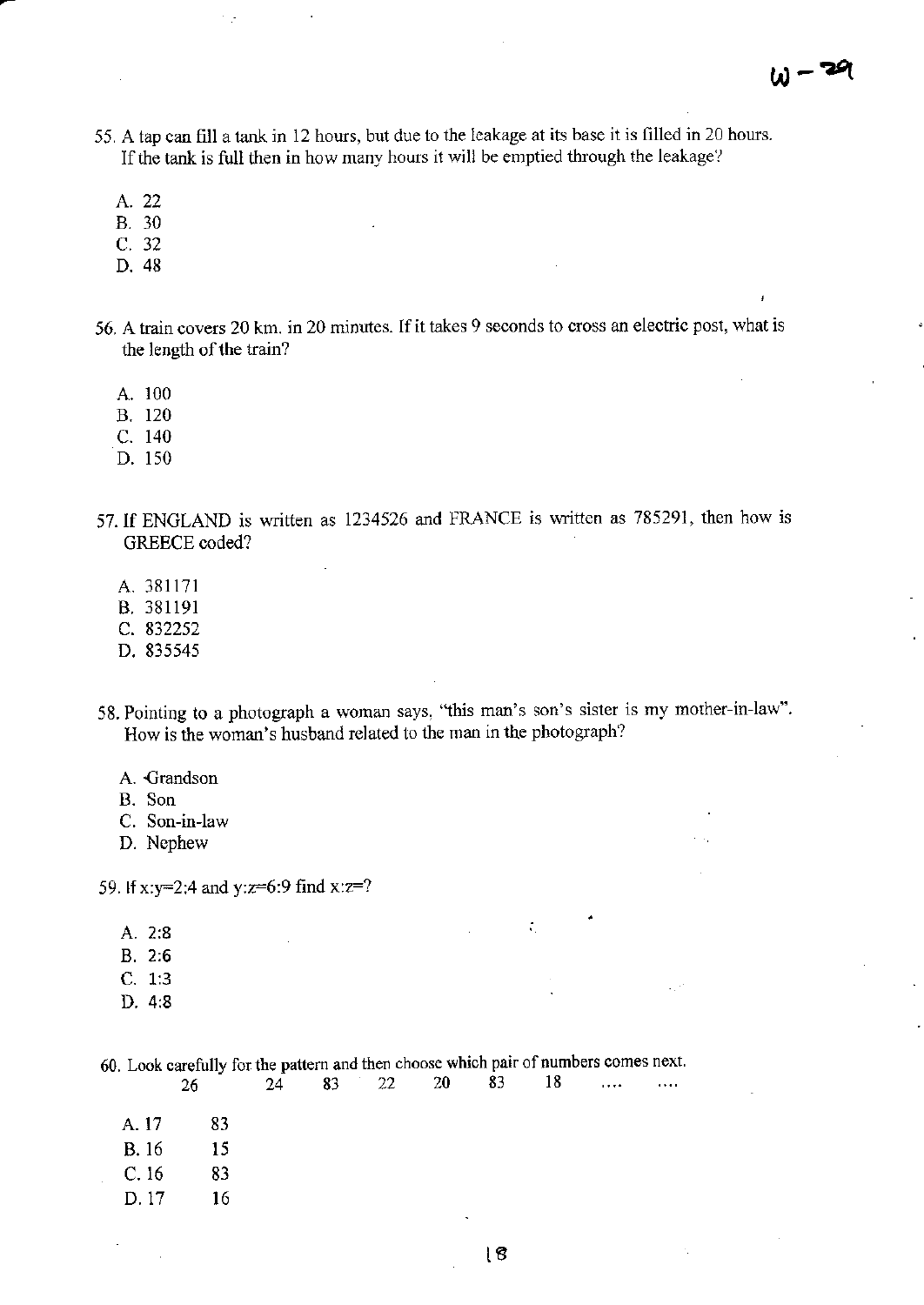55. A tap can fill a tank in 12 hours, but due to the leakage at its base it is filled in 20 hours. If the tank is full then in how many hours it will be emptied through the leakage?

A. 22
B. 30
C. 32
D. 48

56. A train covers 20 km. in 20 minutes. If it takes 9 seconds to cross an electric post, what is the length of the train?

A. 100
B. 120
C. 140
D. 150

57. If ENGLAND is written as 1234526 and FRANCE is written as 785291, then how is GREECE coded?

A. 381171
B. 381191
C. 832252
D. 835545

58. Pointing to a photograph a woman says, "this man's son's sister is my mother-in-law". How is the woman's husband related to the man in the photograph?

A. Grandson
B. Son
C. Son-in-law
D. Nephew

59. If x:y=2:4 and y:z=6:9 find x:z=?

A. 2:8
B. 2:6
C. 1:3
D. 4:8

60. Look carefully for the pattern and then choose which pair of numbers comes next.

26 24 83 22 20 83 18 .... ....

A. 17 83
B. 16 15
C. 16 83
D. 17 16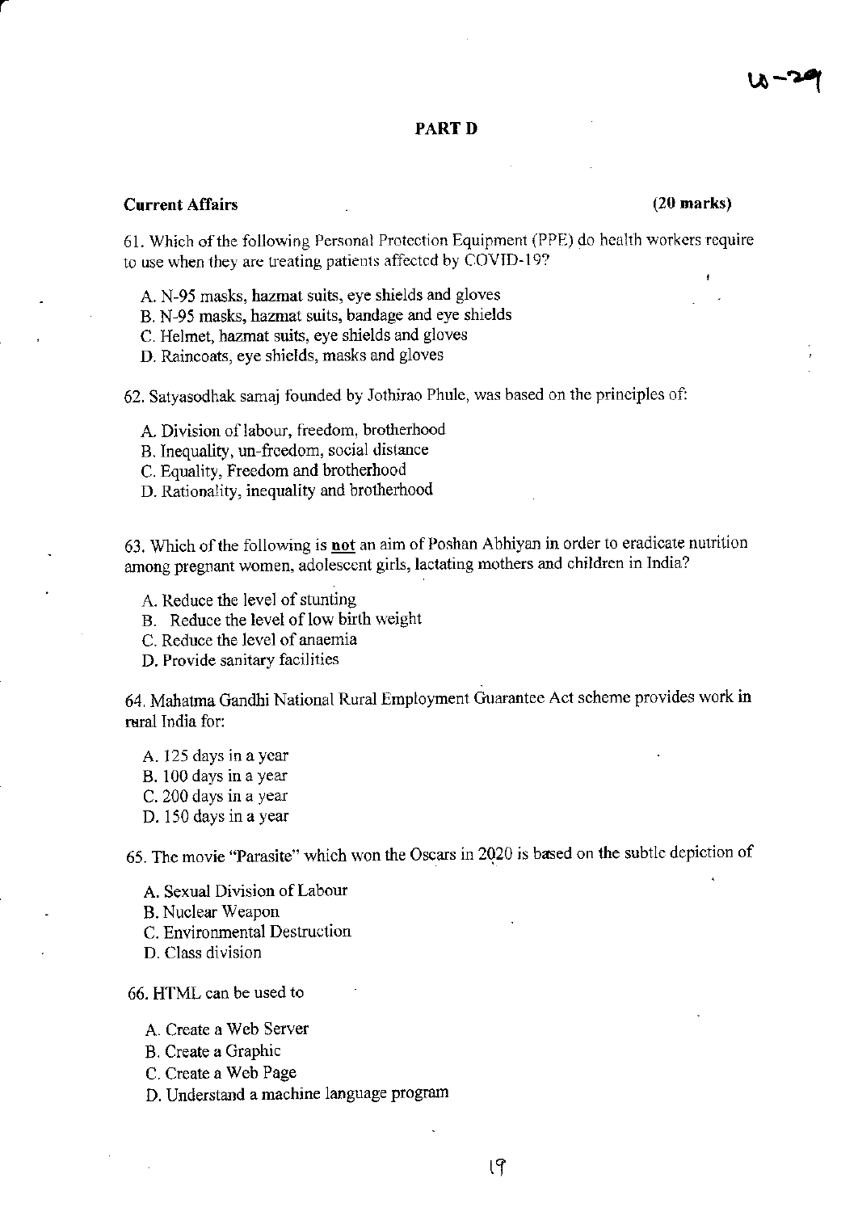## PART D

**Current Affairs** **(20 marks)**

61. Which of the following Personal Protection Equipment (PPE) do health workers require to use when they are treating patients affected by COVID-19?

A. N-95 masks, hazmat suits, eye shields and gloves
B. N-95 masks, hazmat suits, bandage and eye shields
C. Helmet, hazmat suits, eye shields and gloves
D. Raincoats, eye shields, masks and gloves

62. Satyasodhak samaj founded by Jothirao Phule, was based on the principles of:

A. Division of labour, freedom, brotherhood
B. Inequality, un-freedom, social distance
C. Equality, Freedom and brotherhood
D. Rationality, inequality and brotherhood

63. Which of the following is **not** an aim of Poshan Abhiyan in order to eradicate nutrition among pregnant women, adolescent girls, lactating mothers and children in India?

A. Reduce the level of stunting
B. Reduce the level of low birth weight
C. Reduce the level of anaemia
D. Provide sanitary facilities

64. Mahatma Gandhi National Rural Employment Guarantee Act scheme provides work in rural India for:

A. 125 days in a year
B. 100 days in a year
C. 200 days in a year
D. 150 days in a year

65. The movie "Parasite" which won the Oscars in 2020 is based on the subtle depiction of

A. Sexual Division of Labour
B. Nuclear Weapon
C. Environmental Destruction
D. Class division

66. HTML can be used to

A. Create a Web Server
B. Create a Graphic
C. Create a Web Page
D. Understand a machine language program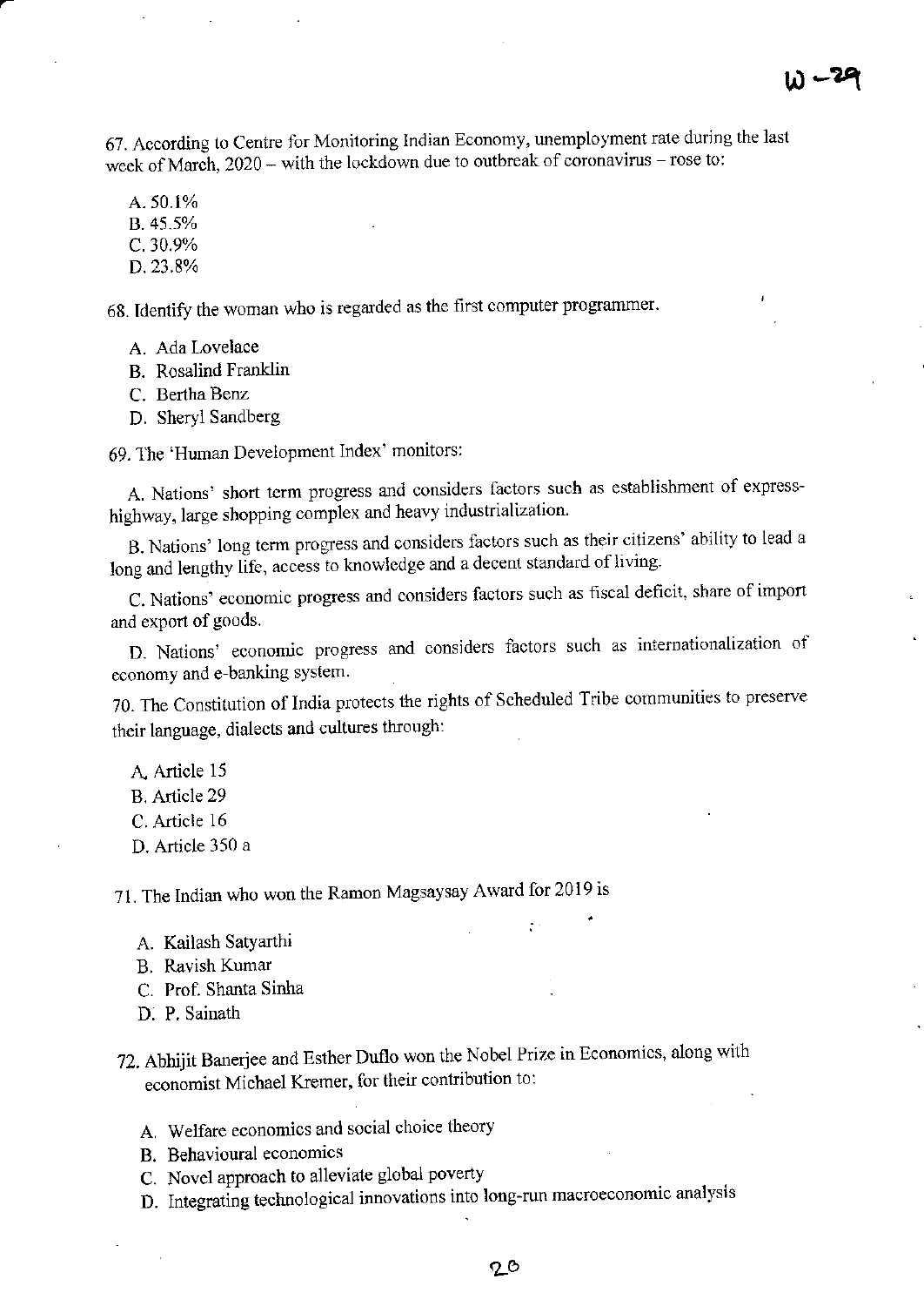67. According to Centre for Monitoring Indian Economy, unemployment rate during the last week of March, 2020 – with the lockdown due to outbreak of coronavirus – rose to:

A. 50.1%
B. 45.5%
C. 30.9%
D. 23.8%

68. Identify the woman who is regarded as the first computer programmer.

A. Ada Lovelace
B. Rosalind Franklin
C. Bertha Benz
D. Sheryl Sandberg

69. The 'Human Development Index' monitors:

A. Nations' short term progress and considers factors such as establishment of express-highway, large shopping complex and heavy industrialization.

B. Nations' long term progress and considers factors such as their citizens' ability to lead a long and lengthy life, access to knowledge and a decent standard of living.

C. Nations' economic progress and considers factors such as fiscal deficit, share of import and export of goods.

D. Nations' economic progress and considers factors such as internationalization of economy and e-banking system.

70. The Constitution of India protects the rights of Scheduled Tribe communities to preserve their language, dialects and cultures through:

A. Article 15
B. Article 29
C. Article 16
D. Article 350 a

71. The Indian who won the Ramon Magsaysay Award for 2019 is

A. Kailash Satyarthi
B. Ravish Kumar
C. Prof. Shanta Sinha
D. P. Sainath

72. Abhijit Banerjee and Esther Duflo won the Nobel Prize in Economics, along with economist Michael Kremer, for their contribution to:

A. Welfare economics and social choice theory
B. Behavioural economics
C. Novel approach to alleviate global poverty
D. Integrating technological innovations into long-run macroeconomic analysis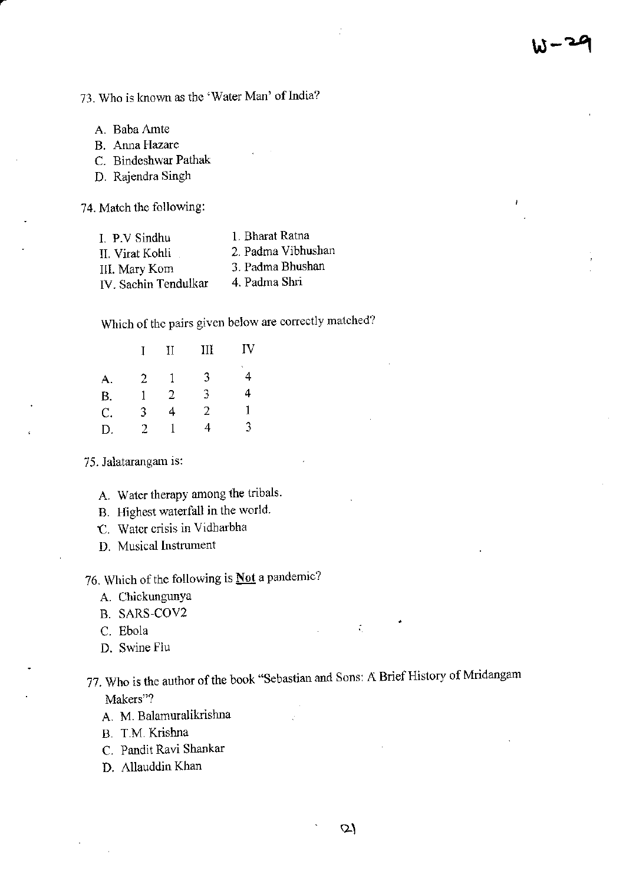73. Who is known as the 'Water Man' of India?

A. Baba Amte
B. Anna Hazare
C. Bindeshwar Pathak
D. Rajendra Singh

74. Match the following:

| | |
|---|---|
| I. P.V Sindhu | 1. Bharat Ratna |
| II. Virat Kohli | 2. Padma Vibhushan |
| III. Mary Kom | 3. Padma Bhushan |
| IV. Sachin Tendulkar | 4. Padma Shri |

Which of the pairs given below are correctly matched?

| | I | II | III | IV |
|---|---|---|---|---|
| A. | 2 | 1 | 3 | 4 |
| B. | 1 | 2 | 3 | 4 |
| C. | 3 | 4 | 2 | 1 |
| D. | 2 | 1 | 4 | 3 |

75. Jalatarangam is:

A. Water therapy among the tribals.
B. Highest waterfall in the world.
C. Water crisis in Vidharbha
D. Musical Instrument

76. Which of the following is **Not** a pandemic?

A. Chickungunya
B. SARS-COV2
C. Ebola
D. Swine Flu

77. Who is the author of the book "Sebastian and Sons: A Brief History of Mridangam Makers"?

A. M. Balamuralikrishna
B. T.M. Krishna
C. Pandit Ravi Shankar
D. Allauddin Khan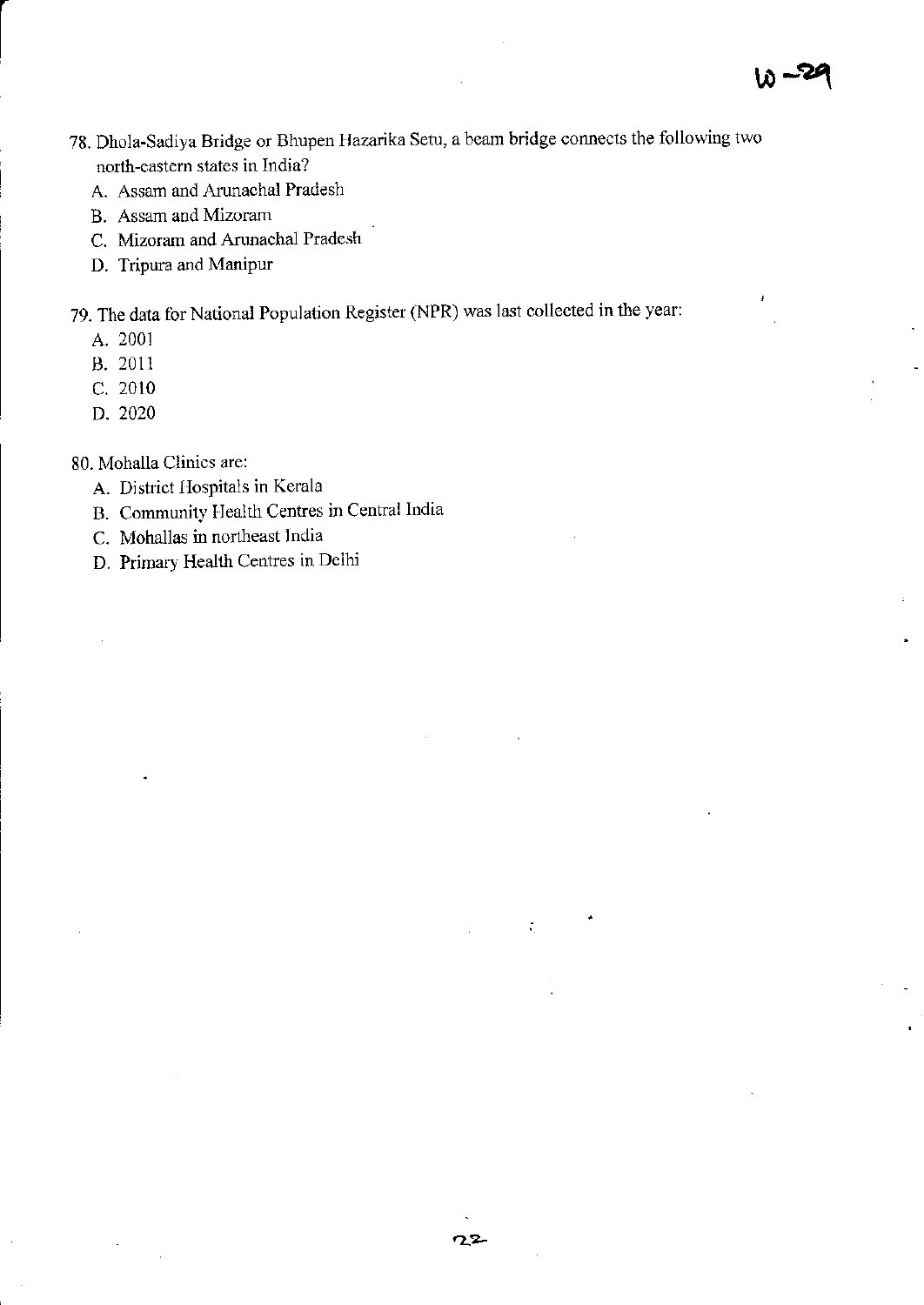78. Dhola-Sadiya Bridge or Bhupen Hazarika Setu, a beam bridge connects the following two north-eastern states in India?
    - A. Assam and Arunachal Pradesh
    - B. Assam and Mizoram
    - C. Mizoram and Arunachal Pradesh
    - D. Tripura and Manipur

79. The data for National Population Register (NPR) was last collected in the year:
    - A. 2001
    - B. 2011
    - C. 2010
    - D. 2020

80. Mohalla Clinics are:
    - A. District Hospitals in Kerala
    - B. Community Health Centres in Central India
    - C. Mohallas in northeast India
    - D. Primary Health Centres in Delhi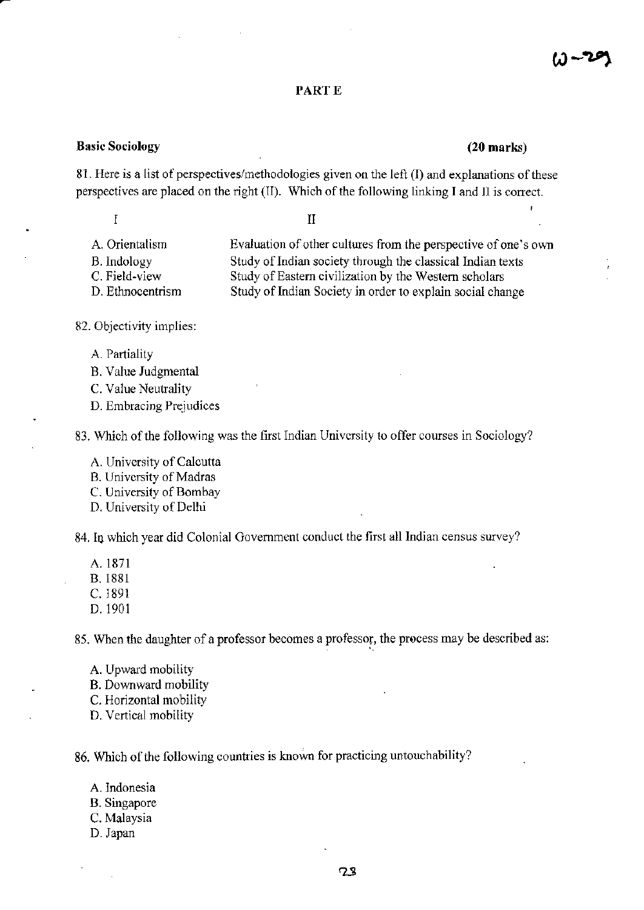## PART E

**Basic Sociology** **(20 marks)**

81. Here is a list of perspectives/methodologies given on the left (I) and explanations of these perspectives are placed on the right (II). Which of the following linking I and II is correct.

| I | II |
|---|---|
| A. Orientalism | Evaluation of other cultures from the perspective of one's own |
| B. Indology | Study of Indian society through the classical Indian texts |
| C. Field-view | Study of Eastern civilization by the Western scholars |
| D. Ethnocentrism | Study of Indian Society in order to explain social change |

82. Objectivity implies:

A. Partiality
B. Value Judgmental
C. Value Neutrality
D. Embracing Prejudices

83. Which of the following was the first Indian University to offer courses in Sociology?

A. University of Calcutta
B. University of Madras
C. University of Bombay
D. University of Delhi

84. In which year did Colonial Government conduct the first all Indian census survey?

A. 1871
B. 1881
C. 1891
D. 1901

85. When the daughter of a professor becomes a professor, the process may be described as:

A. Upward mobility
B. Downward mobility
C. Horizontal mobility
D. Vertical mobility

86. Which of the following countries is known for practicing untouchability?

A. Indonesia
B. Singapore
C. Malaysia
D. Japan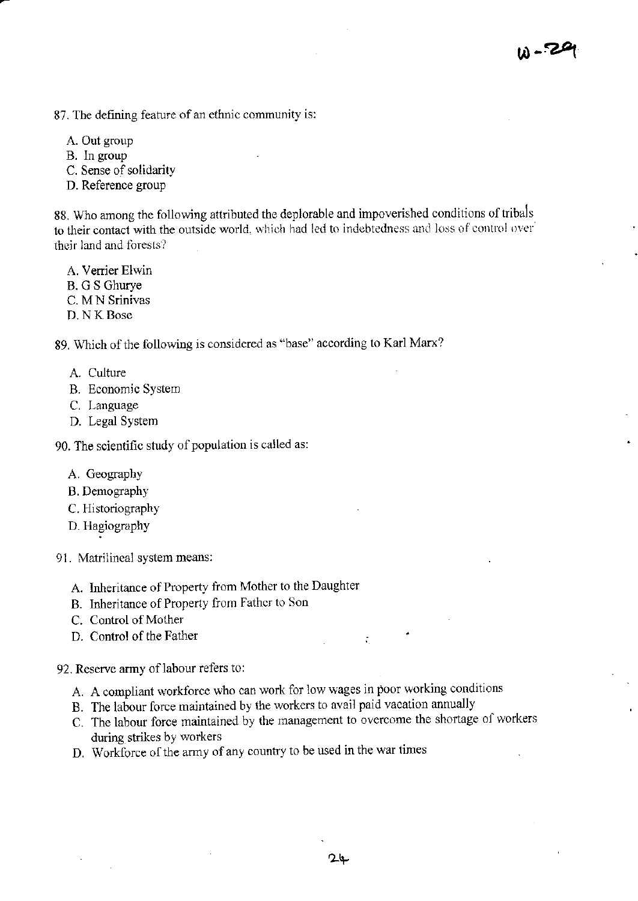87. The defining feature of an ethnic community is:

A. Out group
B. In group
C. Sense of solidarity
D. Reference group

88. Who among the following attributed the deplorable and impoverished conditions of tribals to their contact with the outside world, which had led to indebtedness and loss of control over their land and forests?

A. Verrier Elwin
B. G S Ghurye
C. M N Srinivas
D. N K Bose

89. Which of the following is considered as "base" according to Karl Marx?

A. Culture
B. Economic System
C. Language
D. Legal System

90. The scientific study of population is called as:

A. Geography
B. Demography
C. Historiography
D. Hagiography

91. Matrilineal system means:

A. Inheritance of Property from Mother to the Daughter
B. Inheritance of Property from Father to Son
C. Control of Mother
D. Control of the Father

92. Reserve army of labour refers to:

A. A compliant workforce who can work for low wages in poor working conditions
B. The labour force maintained by the workers to avail paid vacation annually
C. The labour force maintained by the management to overcome the shortage of workers during strikes by workers
D. Workforce of the army of any country to be used in the war times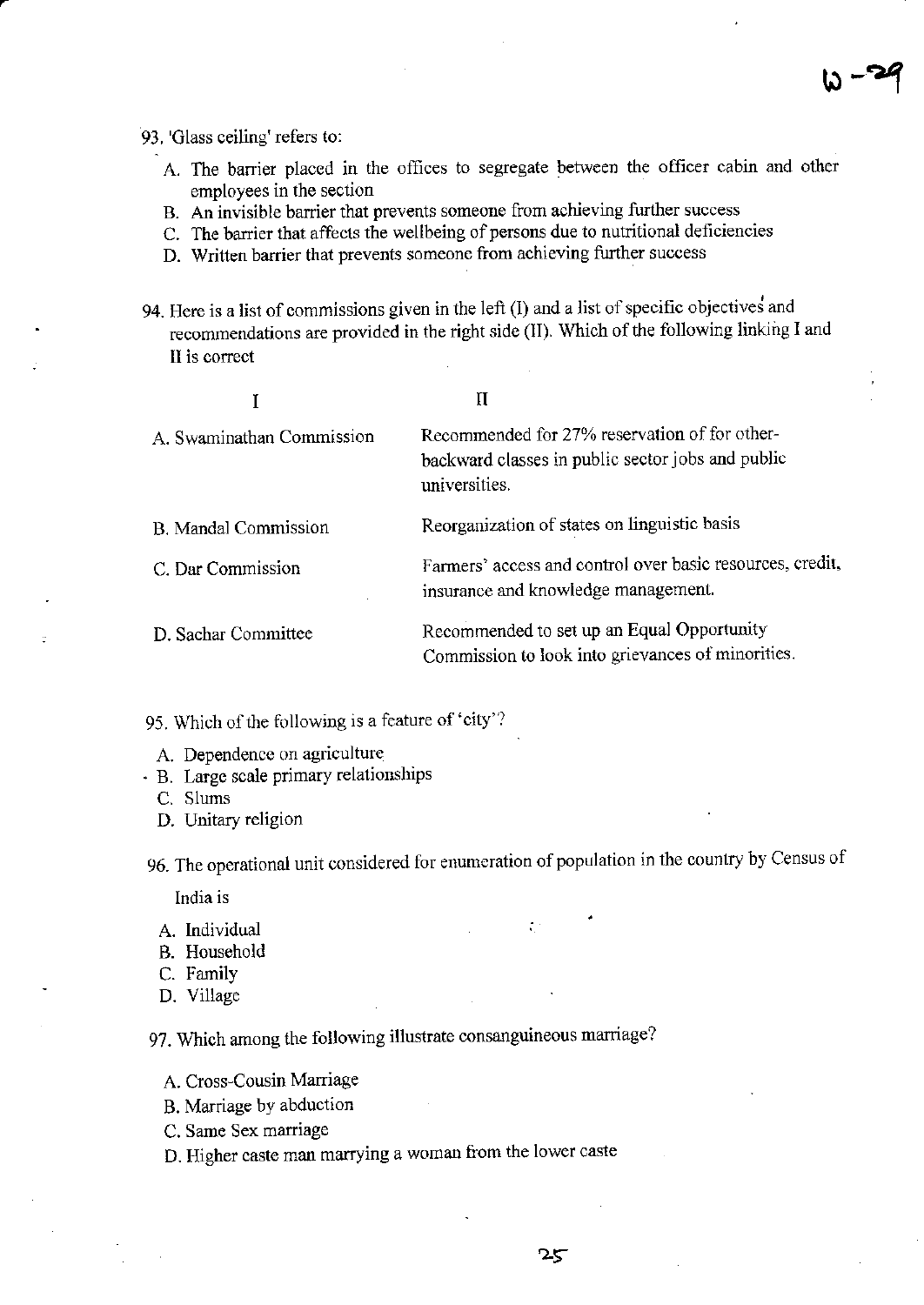93. 'Glass ceiling' refers to:

   A. The barrier placed in the offices to segregate between the officer cabin and other employees in the section
   B. An invisible barrier that prevents someone from achieving further success
   C. The barrier that affects the wellbeing of persons due to nutritional deficiencies
   D. Written barrier that prevents someone from achieving further success

94. Here is a list of commissions given in the left (I) and a list of specific objectives and recommendations are provided in the right side (II). Which of the following linking I and II is correct

| I | II |
|---|---|
| A. Swaminathan Commission | Recommended for 27% reservation of for other-backward classes in public sector jobs and public universities. |
| B. Mandal Commission | Reorganization of states on linguistic basis |
| C. Dar Commission | Farmers' access and control over basic resources, credit, insurance and knowledge management. |
| D. Sachar Committee | Recommended to set up an Equal Opportunity Commission to look into grievances of minorities. |

95. Which of the following is a feature of 'city'?

   A. Dependence on agriculture
   B. Large scale primary relationships
   C. Slums
   D. Unitary religion

96. The operational unit considered for enumeration of population in the country by Census of India is

   A. Individual
   B. Household
   C. Family
   D. Village

97. Which among the following illustrate consanguineous marriage?

   A. Cross-Cousin Marriage
   B. Marriage by abduction
   C. Same Sex marriage
   D. Higher caste man marrying a woman from the lower caste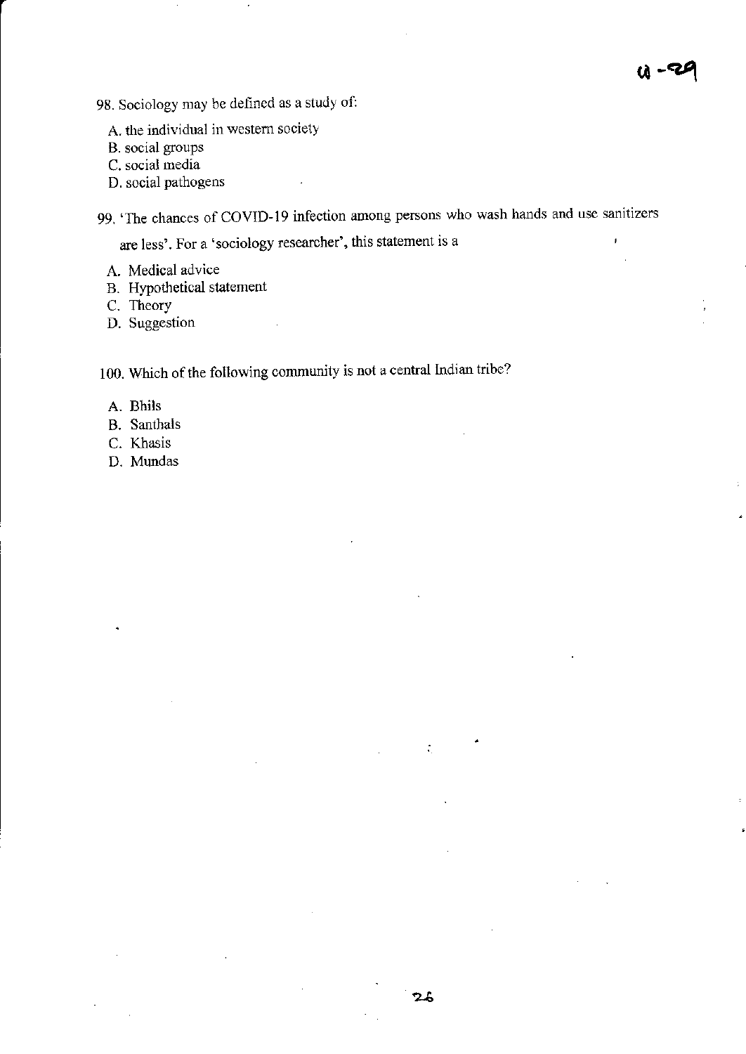98. Sociology may be defined as a study of:

A. the individual in western society
B. social groups
C. social media
D. social pathogens

99. 'The chances of COVID-19 infection among persons who wash hands and use sanitizers are less'. For a 'sociology researcher', this statement is a

A. Medical advice
B. Hypothetical statement
C. Theory
D. Suggestion

100. Which of the following community is not a central Indian tribe?

A. Bhils
B. Santhals
C. Khasis
D. Mundas